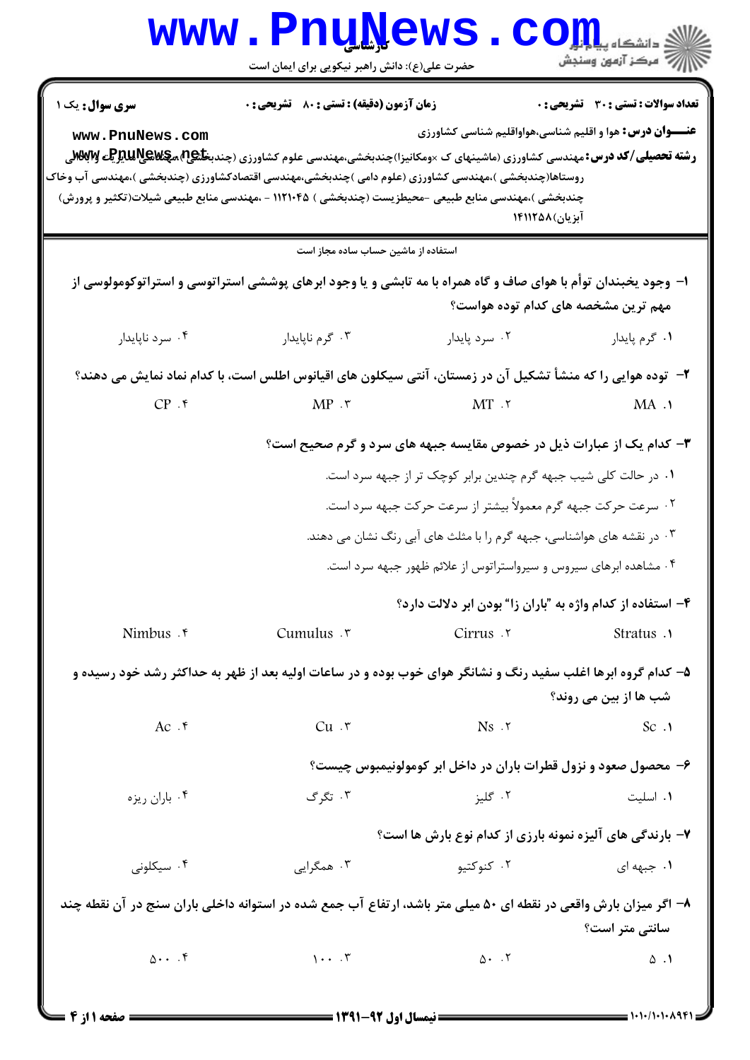کارشناسی

حضرت علی(ع): دانش راهبر نیکویی برای ایمان است

**سری سوال:** یک ۱ | **زمان آزمون (دقیقه) : تستی :** ۸۰ **تشریحی :** ۰ | **تعداد سوالات : تستی :** ۳۰ **تشریحی :** ۰

**عنـــوان درس:** هوا و اقلیم شناسی،هواواقلیم شناسی کشاورزی

**رشته تحصیلی/کد درس:** مهندسی کشاورزی (ماشینهای ک ×ومکانیزا)چندبخشی،مهندسی علوم کشاورزی (چندبخشی)،مهندسی مدیریت وآبادانی روستاها(چندبخشی )،مهندسی کشاورزی (علوم دامی )چندبخشی،مهندسی اقتصادکشاورزی (چندبخشی )،مهندسی آب وخاک چندبخشی )،مهندسی منابع طبیعی -محیطزیست (چندبخشی ) ۱۱۲۱۰۴۵ - ،مهندسی منابع طبیعی شیلات(تکثیر و پرورش) آبزیان)۱۴۱۱۲۵۸

استفاده از ماشین حساب ساده مجاز است

۱- وجود یخبندان توأم با هوای صاف و گاه همراه با مه تابشی و یا وجود ابرهای پوششی استراتوسی و استراتوکومولوسی از مهم ترین مشخصه های کدام توده هواست؟

۱. گرم پایدار
۲. سرد پایدار
۳. گرم ناپایدار
۴. سرد ناپایدار

۲- توده هوایی را که منشأ تشکیل آن در زمستان، آنتی سیکلون های اقیانوس اطلس است، با کدام نماد نمایش می دهند؟

۱. MA
۲. MT
۳. MP
۴. CP

۳- کدام یک از عبارات ذیل در خصوص مقایسه جبهه های سرد و گرم صحیح است؟

۱. در حالت کلی شیب جبهه گرم چندین برابر کوچک تر از جبهه سرد است.
۲. سرعت حرکت جبهه گرم معمولاً بیشتر از سرعت حرکت جبهه سرد است.
۳. در نقشه های هواشناسی، جبهه گرم را با مثلث های آبی رنگ نشان می دهند.
۴. مشاهده ابرهای سیروس و سیرواستراتوس از علائم ظهور جبهه سرد است.

۴- استفاده از کدام واژه به "باران زا" بودن ابر دلالت دارد؟

۱. Stratus
۲. Cirrus
۳. Cumulus
۴. Nimbus

۵- کدام گروه ابرها اغلب سفید رنگ و نشانگر هوای خوب بوده و در ساعات اولیه بعد از ظهر به حداکثر رشد خود رسیده و شب ها از بین می روند؟

۱. Sc
۲. Ns
۳. Cu
۴. Ac

۶- محصول صعود و نزول قطرات باران در داخل ابر کومولونیمبوس چیست؟

۱. اسلیت
۲. گلیز
۳. تگرگ
۴. باران ریزه

۷- بارندگی های آلیزه نمونه بارزی از کدام نوع بارش ها است؟

۱. جبهه ای
۲. کنوکتیو
۳. همگرایی
۴. سیکلونی

۸- اگر میزان بارش واقعی در نقطه ای ۵۰ میلی متر باشد، ارتفاع آب جمع شده در استوانه داخلی باران سنج در آن نقطه چند سانتی متر است؟

۱. ۵
۲. ۵۰
۳. ۱۰۰
۴. ۵۰۰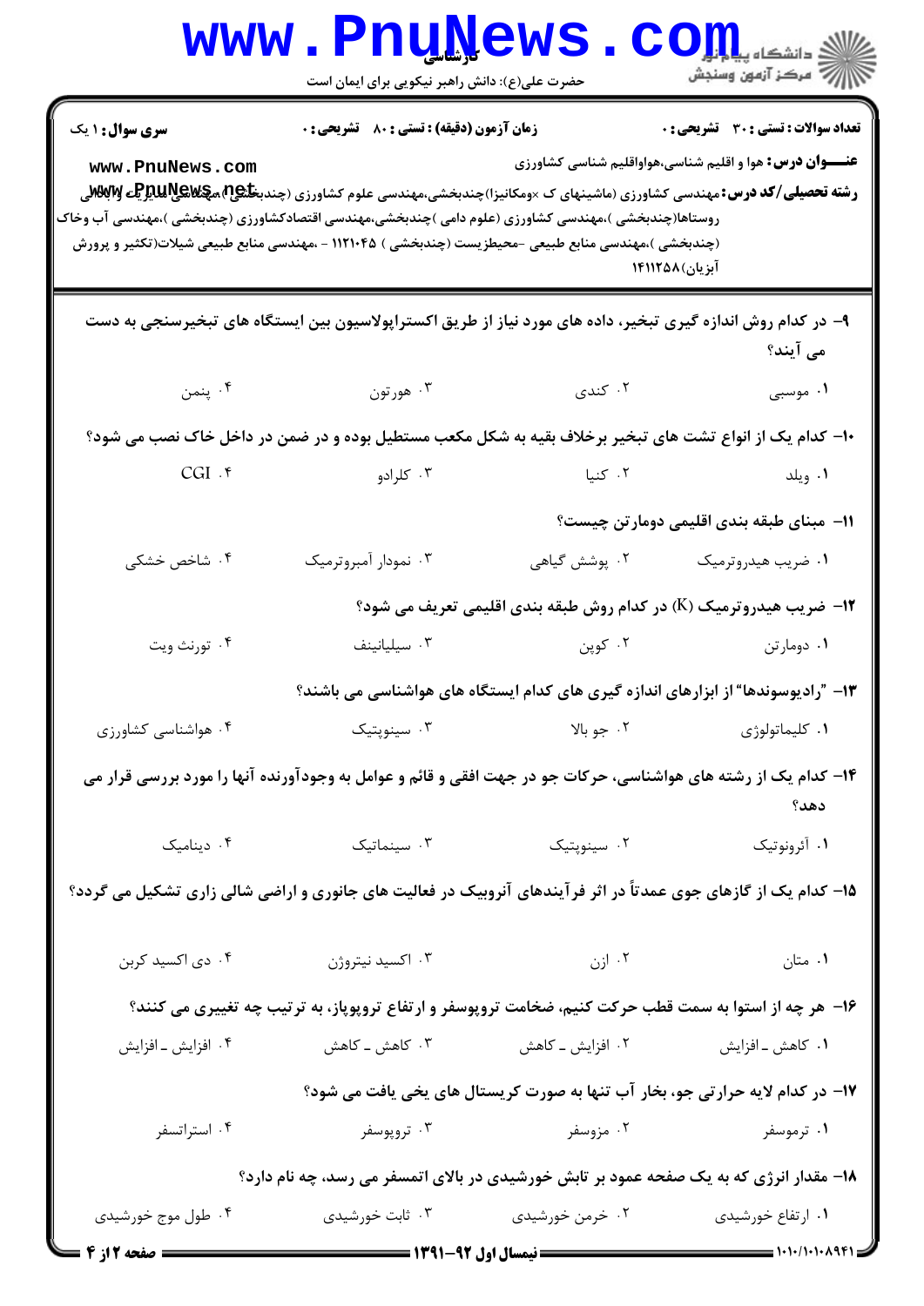**سری سوال:** ۱ یک | **زمان آزمون (دقیقه) : تستی : ۸۰ تشریحی : ۰** | **تعداد سوالات : تستی : ۳۰ تشریحی : ۰**

**عنـــوان درس:** هوا و اقلیم شناسی،هواواقلیم شناسی کشاورزی

**رشته تحصیلی/کد درس:** مهندسی کشاورزی (ماشینهای ک ×ومکانیزا)چندبخشی،مهندسی علوم کشاورزی (چندبخشی)،مهندسی عمران و آبادانی روستاها(چندبخشی )،مهندسی کشاورزی (علوم دامی )چندبخشی،مهندسی اقتصادکشاورزی (چندبخشی )،مهندسی آب وخاک (چندبخشی )،مهندسی منابع طبیعی -محیطزیست (چندبخشی ) ۱۱۲۱۰۴۵ - ،مهندسی منابع طبیعی شیلات(تکثیر و پرورش آبزیان)۱۴۱۱۲۵۸

۹- در کدام روش اندازه گیری تبخیر، داده های مورد نیاز از طریق اکستراپولاسیون بین ایستگاه های تبخیرسنجی به دست می آیند؟

۱. موسبی
۲. کندی
۳. هورتون
۴. پنمن

۱۰- کدام یک از انواع تشت های تبخیر برخلاف بقیه به شکل مکعب مستطیل بوده و در ضمن در داخل خاک نصب می شود؟

۱. ویلد
۲. کنیا
۳. کلرادو
۴. CGI

۱۱- مبنای طبقه بندی اقلیمی دومارتن چیست؟

۱. ضریب هیدروترمیک
۲. پوشش گیاهی
۳. نمودار آمبروترمیک
۴. شاخص خشکی

۱۲- ضریب هیدروترمیک (K) در کدام روش طبقه بندی اقلیمی تعریف می شود؟

۱. دومارتن
۲. کوپن
۳. سیلیانینف
۴. تورنث ویت

۱۳- "رادیوسوندها" از ابزارهای اندازه گیری های کدام ایستگاه های هواشناسی می باشند؟

۱. کلیماتولوژی
۲. جو بالا
۳. سینوپتیک
۴. هواشناسی کشاورزی

۱۴- کدام یک از رشته های هواشناسی، حرکات جو در جهت افقی و قائم و عوامل به وجودآورنده آنها را مورد بررسی قرار می دهد؟

۱. آئرونوتیک
۲. سینوپتیک
۳. سینماتیک
۴. دینامیک

۱۵- کدام یک از گازهای جوی عمدتاً در اثر فرآیندهای آنروبیک در فعالیت های جانوری و اراضی شالی زاری تشکیل می گردد؟

۱. متان
۲. ازن
۳. اکسید نیتروژن
۴. دی اکسید کربن

۱۶- هر چه از استوا به سمت قطب حرکت کنیم، ضخامت تروپوسفر و ارتفاع تروپوپاز، به ترتیب چه تغییری می کنند؟

۱. کاهش ـ افزایش
۲. افزایش ـ کاهش
۳. کاهش ـ کاهش
۴. افزایش ـ افزایش

۱۷- در کدام لایه حرارتی جو، بخار آب تنها به صورت کریستال های یخی یافت می شود؟

۱. ترموسفر
۲. مزوسفر
۳. تروپوسفر
۴. استراتسفر

۱۸- مقدار انرژی که به یک صفحه عمود بر تابش خورشیدی در بالای اتمسفر می رسد، چه نام دارد؟

۱. ارتفاع خورشیدی
۲. خرمن خورشیدی
۳. ثابت خورشیدی
۴. طول موج خورشیدی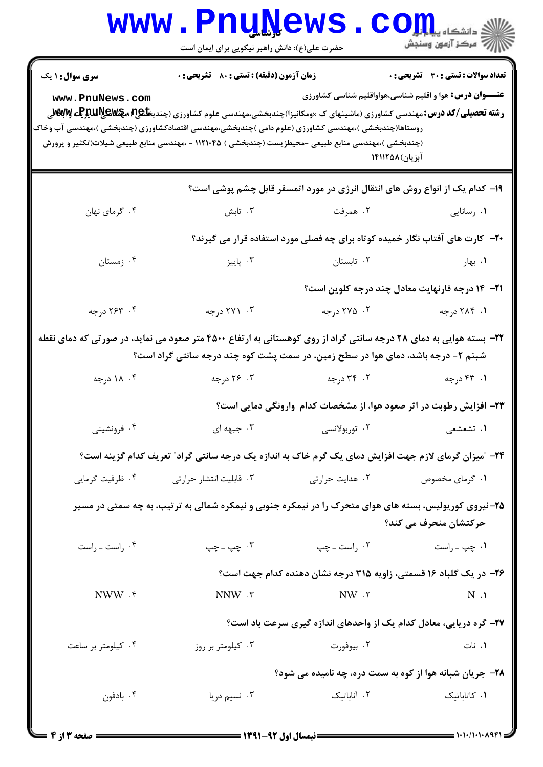**سری سوال:** ۱ یک | **زمان آزمون (دقیقه) : تستی :** ۸۰ **تشریحی :** ۰ | **تعداد سوالات : تستی :** ۳۰ **تشریحی :** ۰

**عنـــوان درس:** هوا و اقلیم شناسی،هواواقلیم شناسی کشاورزی

**رشته تحصیلی/کد درس:** مهندسی کشاورزی (ماشینهای ک ×ومکانیزا)چندبخشی،مهندسی علوم کشاورزی (چندبخشی)،مهندسی مدیریت وابادانی روستاها(چندبخشی )،مهندسی کشاورزی (علوم دامی )چندبخشی،مهندسی اقتصادکشاورزی (چندبخشی )،مهندسی آب وخاک (چندبخشی )،مهندسی منابع طبیعی -محیطزیست (چندبخشی ) ۱۱۲۱۰۴۵ - ،مهندسی منابع طبیعی شیلات(تکثیر و پرورش آبزیان)۱۴۱۱۲۵۸

۱۹- کدام یک از انواع روش های انتقال انرژی در مورد اتمسفر قابل چشم پوشی است؟

۱. رسانایی
۲. همرفت
۳. تابش
۴. گرمای نهان

۲۰- کارت های آفتاب نگار خمیده کوتاه برای چه فصلی مورد استفاده قرار می گیرند؟

۱. بهار
۲. تابستان
۳. پاییز
۴. زمستان

۲۱- ۱۴ درجه فارنهایت معادل چند درجه کلوین است؟

۱. ۲۸۴ درجه
۲. ۲۷۵ درجه
۳. ۲۷۱ درجه
۴. ۲۶۳ درجه

۲۲- بسته هوایی به دمای ۲۸ درجه سانتی گراد از روی کوهستانی به ارتفاع ۴۵۰۰ متر صعود می نماید، در صورتی که دمای نقطه شبنم ۲- درجه باشد، دمای هوا در سطح زمین، در سمت پشت کوه چند درجه سانتی گراد است؟

۱. ۴۳ درجه
۲. ۳۴ درجه
۳. ۲۶ درجه
۴. ۱۸ درجه

۲۳- افزایش رطوبت در اثر صعود هوا، از مشخصات کدام وارونگی دمایی است؟

۱. تشعشعی
۲. توربولانسی
۳. جبهه ای
۴. فرونشینی

۲۴- "میزان گرمای لازم جهت افزایش دمای یک گرم خاک به اندازه یک درجه سانتی گراد" تعریف کدام گزینه است؟

۱. گرمای مخصوص
۲. هدایت حرارتی
۳. قابلیت انتشار حرارتی
۴. ظرفیت گرمایی

۲۵-نیروی کوریولیس، بسته های هوای متحرک را در نیمکره جنوبی و نیمکره شمالی به ترتیب، به چه سمتی در مسیر حرکتشان منحرف می کند؟

۱. چپ ـ راست
۲. راست ـ چپ
۳. چپ ـ چپ
۴. راست ـ راست

۲۶- در یک گلباد ۱۶ قسمتی، زاویه ۳۱۵ درجه نشان دهنده کدام جهت است؟

۱. N
۲. NW
۳. NNW
۴. NWW

۲۷- گره دریایی، معادل کدام یک از واحدهای اندازه گیری سرعت باد است؟

۱. نات
۲. بیوفورت
۳. کیلومتر بر روز
۴. کیلومتر بر ساعت

۲۸- جریان شبانه هوا از کوه به سمت دره، چه نامیده می شود؟

۱. کاتاباتیک
۲. آناباتیک
۳. نسیم دریا
۴. بادفون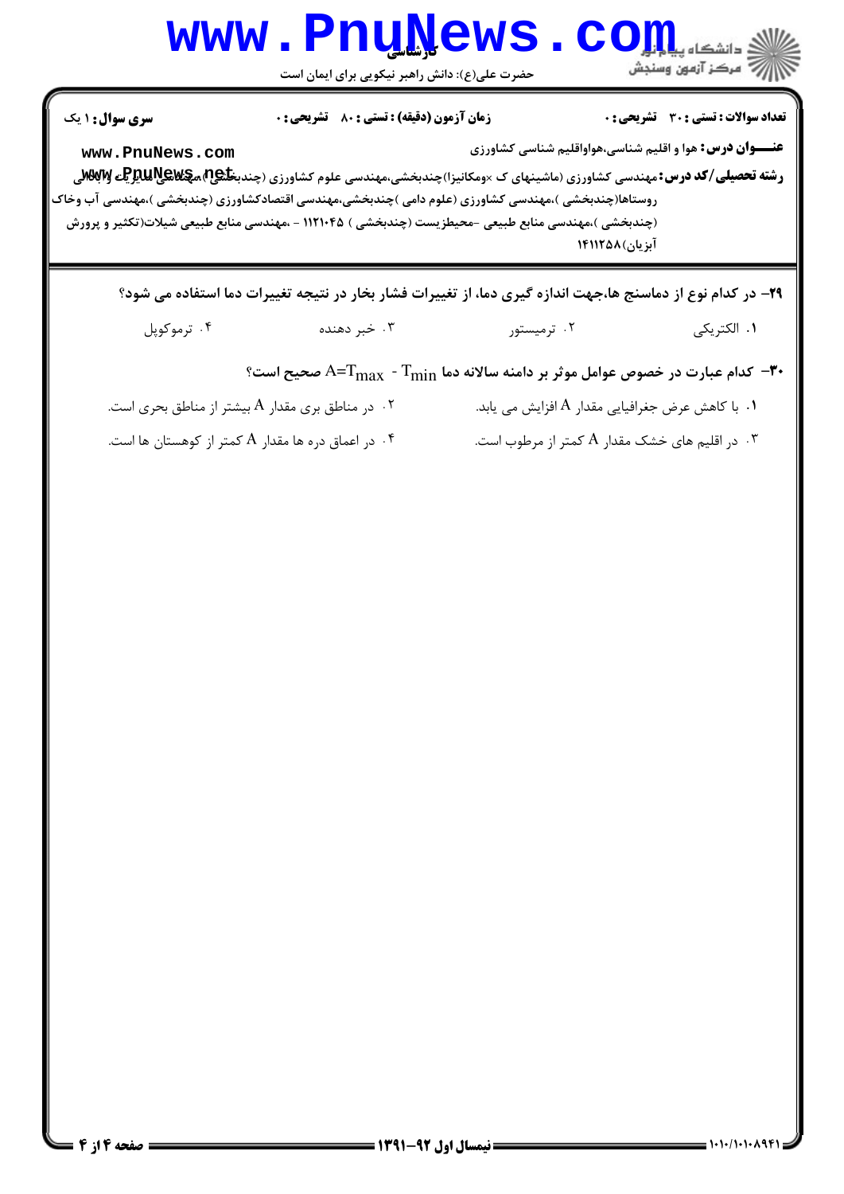**سری سوال:** ۱ یک

**زمان آزمون (دقیقه) : تستی :** ۸۰ **تشریحی :** ۰

**تعداد سوالات : تستی :** ۳۰ **تشریحی :** ۰

**عنـــوان درس:** هوا و اقلیم شناسی،هواواقلیم شناسی کشاورزی

**رشته تحصیلی/کد درس:** مهندسی کشاورزی (ماشینهای ک ×ومکانیزا)چندبخشی،مهندسی علوم کشاورزی (چندبخشی)،مهندسی مدیریت وآبادانی روستاها(چندبخشی )،مهندسی کشاورزی (علوم دامی )چندبخشی،مهندسی اقتصادکشاورزی (چندبخشی )،مهندسی آب وخاک (چندبخشی )،مهندسی منابع طبیعی -محیطزیست (چندبخشی ) ۱۱۲۱۰۴۵ - ،مهندسی منابع طبیعی شیلات(تکثیر و پرورش آبزیان)۱۴۱۱۲۵۸

**۲۹- در کدام نوع از دماسنج ها،جهت اندازه گیری دما، از تغییرات فشار بخار در نتیجه تغییرات دما استفاده می شود؟**

۱. الکتریکی

۲. ترمیستور

۳. خبر دهنده

۴. ترموکوپل

**۳۰- کدام عبارت در خصوص عوامل موثر بر دامنه سالانه دما $A=T_{max} - T_{min}$ صحیح است؟**

۱. با کاهش عرض جغرافیایی مقدار A افزایش می یابد.

۲. در مناطق بری مقدار A بیشتر از مناطق بحری است.

۳. در اقلیم های خشک مقدار A کمتر از مرطوب است.

۴. در اعماق دره ها مقدار A کمتر از کوهستان ها است.